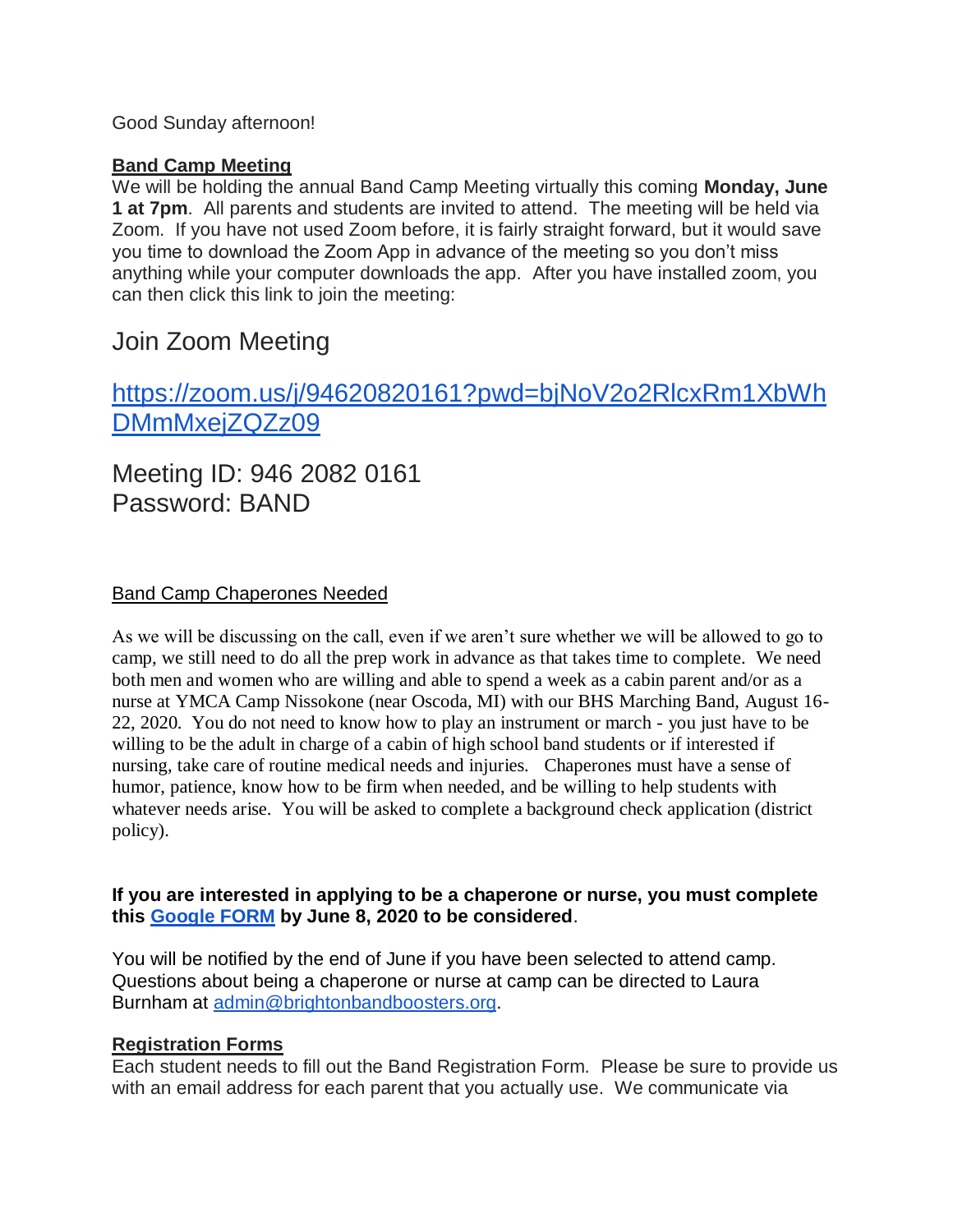Good Sunday afternoon!

**Band Camp Meeting**

We will be holding the annual Band Camp Meeting virtually this coming **Monday, June 1 at 7pm**. All parents and students are invited to attend. The meeting will be held via Zoom. If you have not used Zoom before, it is fairly straight forward, but it would save you time to download the Zoom App in advance of the meeting so you don't miss anything while your computer downloads the app. After you have installed zoom, you can then click this link to join the meeting:

Join Zoom Meeting

[https://zoom.us/j/94620820161?pwd=bjNoV2o2RlcxRm1XbWhDMmMxejZQZz09](https://zoom.us/j/94620820161?pwd=bjNoV2o2RlcxRm1XbWhDMmMxejZQZz09)

Meeting ID: 946 2082 0161
Password: BAND

Band Camp Chaperones Needed

As we will be discussing on the call, even if we aren't sure whether we will be allowed to go to camp, we still need to do all the prep work in advance as that takes time to complete. We need both men and women who are willing and able to spend a week as a cabin parent and/or as a nurse at YMCA Camp Nissokone (near Oscoda, MI) with our BHS Marching Band, August 16-22, 2020. You do not need to know how to play an instrument or march - you just have to be willing to be the adult in charge of a cabin of high school band students or if interested if nursing, take care of routine medical needs and injuries. Chaperones must have a sense of humor, patience, know how to be firm when needed, and be willing to help students with whatever needs arise. You will be asked to complete a background check application (district policy).

**If you are interested in applying to be a chaperone or nurse, you must complete this Google FORM by June 8, 2020 to be considered**.

You will be notified by the end of June if you have been selected to attend camp. Questions about being a chaperone or nurse at camp can be directed to Laura Burnham at admin@brightonbandboosters.org.

**Registration Forms**

Each student needs to fill out the Band Registration Form. Please be sure to provide us with an email address for each parent that you actually use. We communicate via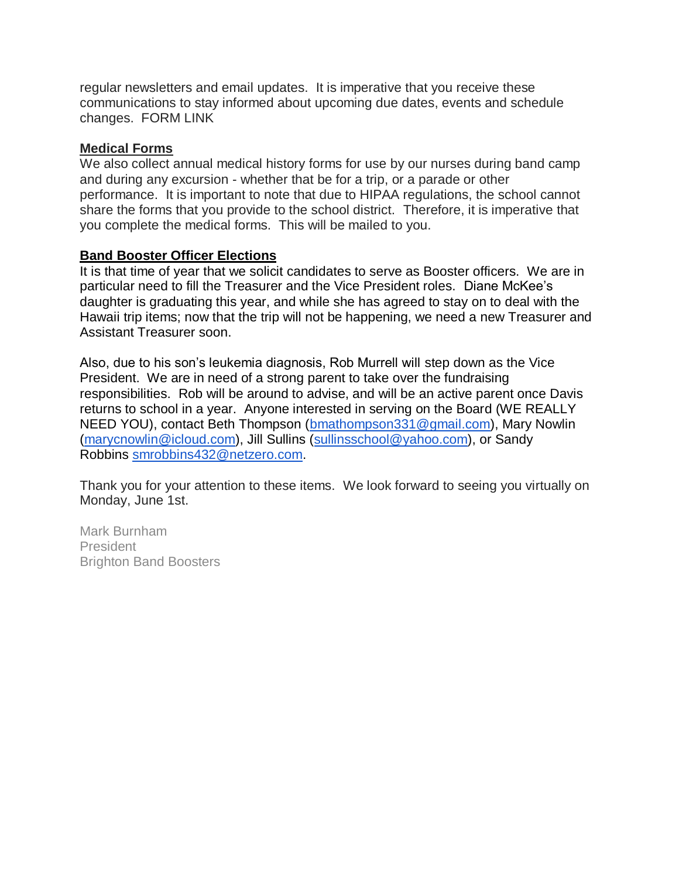regular newsletters and email updates. It is imperative that you receive these communications to stay informed about upcoming due dates, events and schedule changes. FORM LINK

**Medical Forms**

We also collect annual medical history forms for use by our nurses during band camp and during any excursion - whether that be for a trip, or a parade or other performance. It is important to note that due to HIPAA regulations, the school cannot share the forms that you provide to the school district. Therefore, it is imperative that you complete the medical forms. This will be mailed to you.

**Band Booster Officer Elections**

It is that time of year that we solicit candidates to serve as Booster officers. We are in particular need to fill the Treasurer and the Vice President roles. Diane McKee's daughter is graduating this year, and while she has agreed to stay on to deal with the Hawaii trip items; now that the trip will not be happening, we need a new Treasurer and Assistant Treasurer soon.

Also, due to his son's leukemia diagnosis, Rob Murrell will step down as the Vice President. We are in need of a strong parent to take over the fundraising responsibilities. Rob will be around to advise, and will be an active parent once Davis returns to school in a year. Anyone interested in serving on the Board (WE REALLY NEED YOU), contact Beth Thompson (bmathompson331@gmail.com), Mary Nowlin (marycnowlin@icloud.com), Jill Sullins (sullinsschool@yahoo.com), or Sandy Robbins smrobbins432@netzero.com.

Thank you for your attention to these items. We look forward to seeing you virtually on Monday, June 1st.

Mark Burnham
President
Brighton Band Boosters